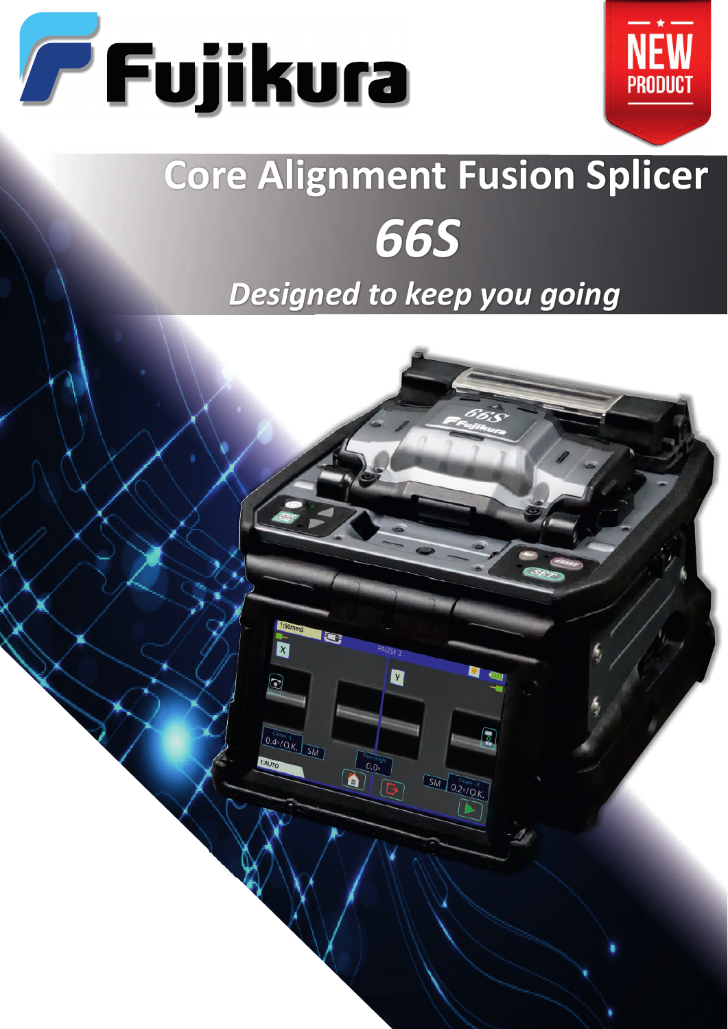# Fujikura

NEW PRODUCT

## Core Alignment Fusion Splicer

# 66S

*Designed to keep you going*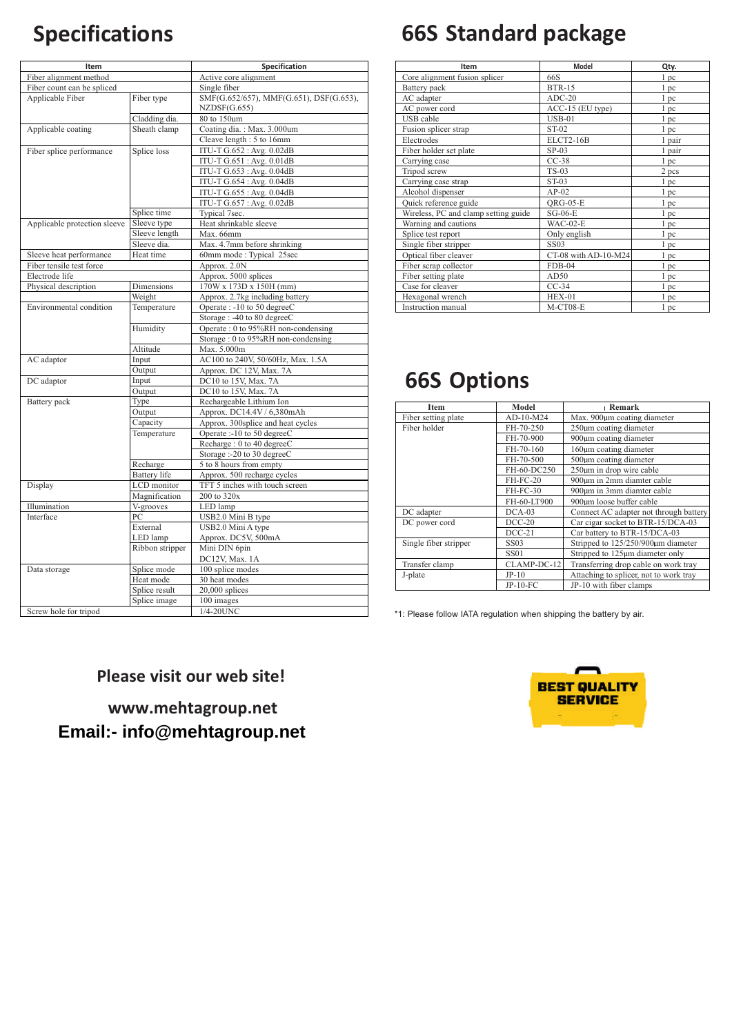# Specifications

| Item | | Specification |
|---|---|---|
| Fiber alignment method | | Active core alignment |
| Fiber count can be spliced | | Single fiber |
| Applicable Fiber | Fiber type | SMF(G.652/657), MMF(G.651), DSF(G.653), NZDSF(G.655) |
| | Cladding dia. | 80 to 150um |
| Applicable coating | Sheath clamp | Coating dia. : Max. 3.000um |
| | | Cleave length : 5 to 16mm |
| Fiber splice performance | Splice loss | ITU-T G.652 : Avg. 0.02dB |
| | | ITU-T G.651 : Avg. 0.01dB |
| | | ITU-T G.653 : Avg. 0.04dB |
| | | ITU-T G.654 : Avg. 0.04dB |
| | | ITU-T G.655 : Avg. 0.04dB |
| | | ITU-T G.657 : Avg. 0.02dB |
| | Splice time | Typical 7sec. |
| Applicable protection sleeve | Sleeve type | Heat shrinkable sleeve |
| | Sleeve length | Max. 66mm |
| | Sleeve dia. | Max. 4.7mm before shrinking |
| Sleeve heat performance | Heat time | 60mm mode : Typical 25sec |
| Fiber tensile test force | | Approx. 2.0N |
| Electrode life | | Approx. 5000 splices |
| Physical description | Dimensions | 170W x 173D x 150H (mm) |
| | Weight | Approx. 2.7kg including battery |
| Environmental condition | Temperature | Operate : -10 to 50 degreeC |
| | | Storage : -40 to 80 degreeC |
| | Humidity | Operate : 0 to 95%RH non-condensing |
| | | Storage : 0 to 95%RH non-condensing |
| | Altitude | Max. 5.000m |
| AC adaptor | Input | AC100 to 240V, 50/60Hz, Max. 1.5A |
| | Output | Approx. DC 12V, Max. 7A |
| DC adaptor | Input | DC10 to 15V, Max. 7A |
| | Output | DC10 to 15V, Max. 7A |
| Battery pack | Type | Rechargeable Lithium Ion |
| | Output | Approx. DC14.4V / 6,380mAh |
| | Capacity | Approx. 300splice and heat cycles |
| | Temperature | Operate :-10 to 50 degreeC |
| | | Recharge : 0 to 40 degreeC |
| | | Storage :-20 to 30 degreeC |
| | Recharge | 5 to 8 hours from empty |
| | Battery life | Approx. 500 recharge cycles |
| Display | LCD monitor | TFT 5 inches with touch screen |
| | Magnification | 200 to 320x |
| Illumination | V-grooves | LED lamp |
| Interface | PC | USB2.0 Mini B type |
| | External | USB2.0 Mini A type |
| | LED lamp | Approx. DC5V, 500mA |
| | Ribbon stripper | Mini DIN 6pin |
| | | DC12V, Max. 1A |
| Data storage | Splice mode | 100 splice modes |
| | Heat mode | 30 heat modes |
| | Splice result | 20,000 splices |
| | Splice image | 100 images |
| Screw hole for tripod | | 1/4-20UNC |

# 66S Standard package

| Item | Model | Qty. |
|---|---|---|
| Core alignment fusion splicer | 66S | 1 pc |
| Battery pack | BTR-15 | 1 pc |
| AC adapter | ADC-20 | 1 pc |
| AC power cord | ACC-15 (EU type) | 1 pc |
| USB cable | USB-01 | 1 pc |
| Fusion splicer strap | ST-02 | 1 pc |
| Electrodes | ELCT2-16B | 1 pair |
| Fiber holder set plate | SP-03 | 1 pair |
| Carrying case | CC-38 | 1 pc |
| Tripod screw | TS-03 | 2 pcs |
| Carrying case strap | ST-03 | 1 pc |
| Alcohol dispenser | AP-02 | 1 pc |
| Quick reference guide | QRG-05-E | 1 pc |
| Wireless, PC and clamp setting guide | SG-06-E | 1 pc |
| Warning and cautions | WAC-02-E | 1 pc |
| Splice test report | Only english | 1 pc |
| Single fiber stripper | SS03 | 1 pc |
| Optical fiber cleaver | CT-08 with AD-10-M24 | 1 pc |
| Fiber scrap collector | FDB-04 | 1 pc |
| Fiber setting plate | AD50 | 1 pc |
| Case for cleaver | CC-34 | 1 pc |
| Hexagonal wrench | HEX-01 | 1 pc |
| Instruction manual | M-CT08-E | 1 pc |

# 66S Options

| Item | Model | Remark |
|---|---|---|
| Fiber setting plate | AD-10-M24 | Max. 900μm coating diameter |
| Fiber holder | FH-70-250 | 250μm coating diameter |
| | FH-70-900 | 900μm coating diameter |
| | FH-70-160 | 160μm coating diameter |
| | FH-70-500 | 500μm coating diameter |
| | FH-60-DC250 | 250μm in drop wire cable |
| | FH-FC-20 | 900μm in 2mm diamter cable |
| | FH-FC-30 | 900μm in 3mm diamter cable |
| | FH-60-LT900 | 900μm loose buffer cable |
| DC adapter | DCA-03 | Connect AC adapter not through battery |
| DC power cord | DCC-20 | Car cigar socket to BTR-15/DCA-03 |
| | DCC-21 | Car battery to BTR-15/DCA-03 |
| Single fiber stripper | SS03 | Stripped to 125/250/900μm diameter |
| | SS01 | Stripped to 125μm diameter only |
| Transfer clamp | CLAMP-DC-12 | Transferring drop cable on work tray |
| J-plate | JP-10 | Attaching to splicer, not to work tray |
| | JP-10-FC | JP-10 with fiber clamps |

*1: Please follow IATA regulation when shipping the battery by air.

**Please visit our web site!**

**www.mehtagroup.net**

**Email:- info@mehtagroup.net**

BEST QUALITY SERVICE